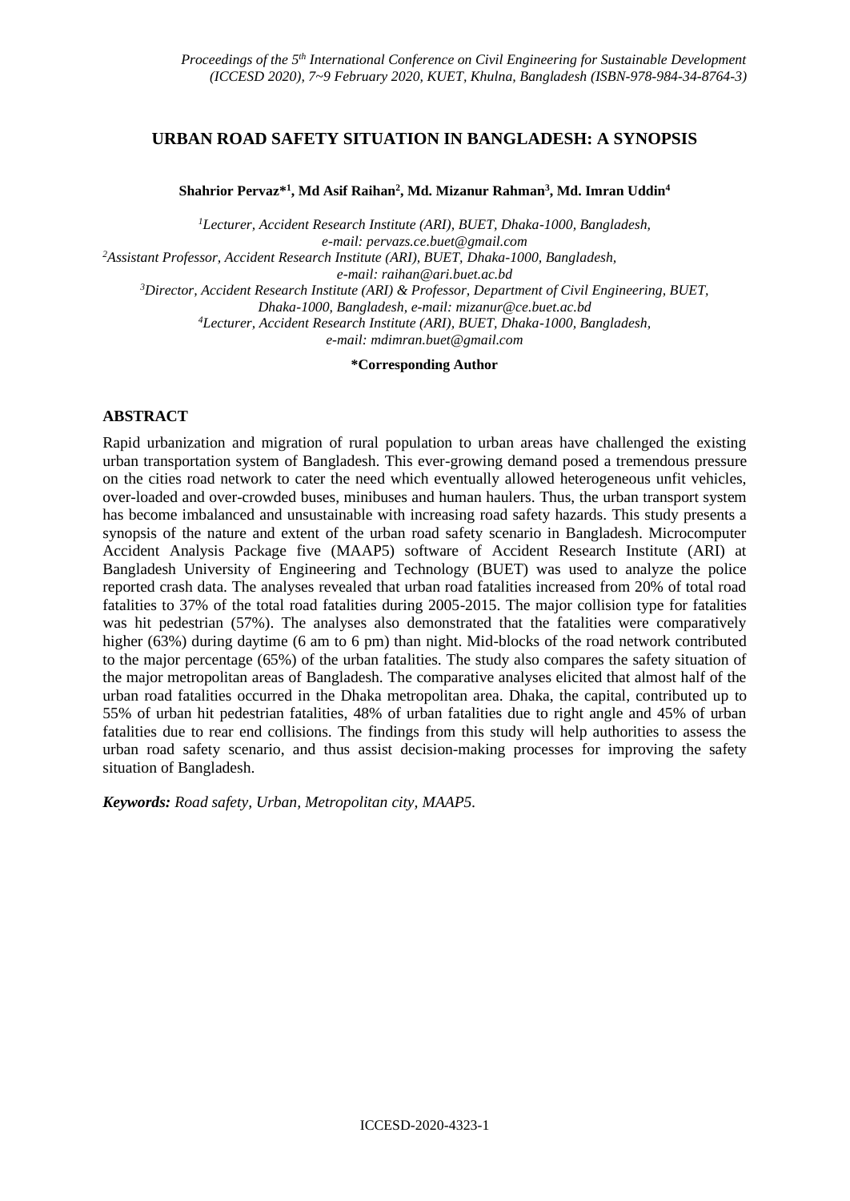# URBAN ROAD SAFETY SITUATION IN BANGLADESH: A SYNOPSIS

**Shahrior Pervaz*[1], Md Asif Raihan[2], Md. Mizanur Rahman[3], Md. Imran Uddin[4]**

*[1]Lecturer, Accident Research Institute (ARI), BUET, Dhaka-1000, Bangladesh, e-mail: pervazs.ce.buet@gmail.com*
*[2]Assistant Professor, Accident Research Institute (ARI), BUET, Dhaka-1000, Bangladesh, e-mail: raihan@ari.buet.ac.bd*
*[3]Director, Accident Research Institute (ARI) & Professor, Department of Civil Engineering, BUET, Dhaka-1000, Bangladesh, e-mail: mizanur@ce.buet.ac.bd*
*[4]Lecturer, Accident Research Institute (ARI), BUET, Dhaka-1000, Bangladesh, e-mail: mdimran.buet@gmail.com*

**\*Corresponding Author**

## ABSTRACT

Rapid urbanization and migration of rural population to urban areas have challenged the existing urban transportation system of Bangladesh. This ever-growing demand posed a tremendous pressure on the cities road network to cater the need which eventually allowed heterogeneous unfit vehicles, over-loaded and over-crowded buses, minibuses and human haulers. Thus, the urban transport system has become imbalanced and unsustainable with increasing road safety hazards. This study presents a synopsis of the nature and extent of the urban road safety scenario in Bangladesh. Microcomputer Accident Analysis Package five (MAAP5) software of Accident Research Institute (ARI) at Bangladesh University of Engineering and Technology (BUET) was used to analyze the police reported crash data. The analyses revealed that urban road fatalities increased from 20% of total road fatalities to 37% of the total road fatalities during 2005-2015. The major collision type for fatalities was hit pedestrian (57%). The analyses also demonstrated that the fatalities were comparatively higher (63%) during daytime (6 am to 6 pm) than night. Mid-blocks of the road network contributed to the major percentage (65%) of the urban fatalities. The study also compares the safety situation of the major metropolitan areas of Bangladesh. The comparative analyses elicited that almost half of the urban road fatalities occurred in the Dhaka metropolitan area. Dhaka, the capital, contributed up to 55% of urban hit pedestrian fatalities, 48% of urban fatalities due to right angle and 45% of urban fatalities due to rear end collisions. The findings from this study will help authorities to assess the urban road safety scenario, and thus assist decision-making processes for improving the safety situation of Bangladesh.

***Keywords:*** *Road safety, Urban, Metropolitan city, MAAP5.*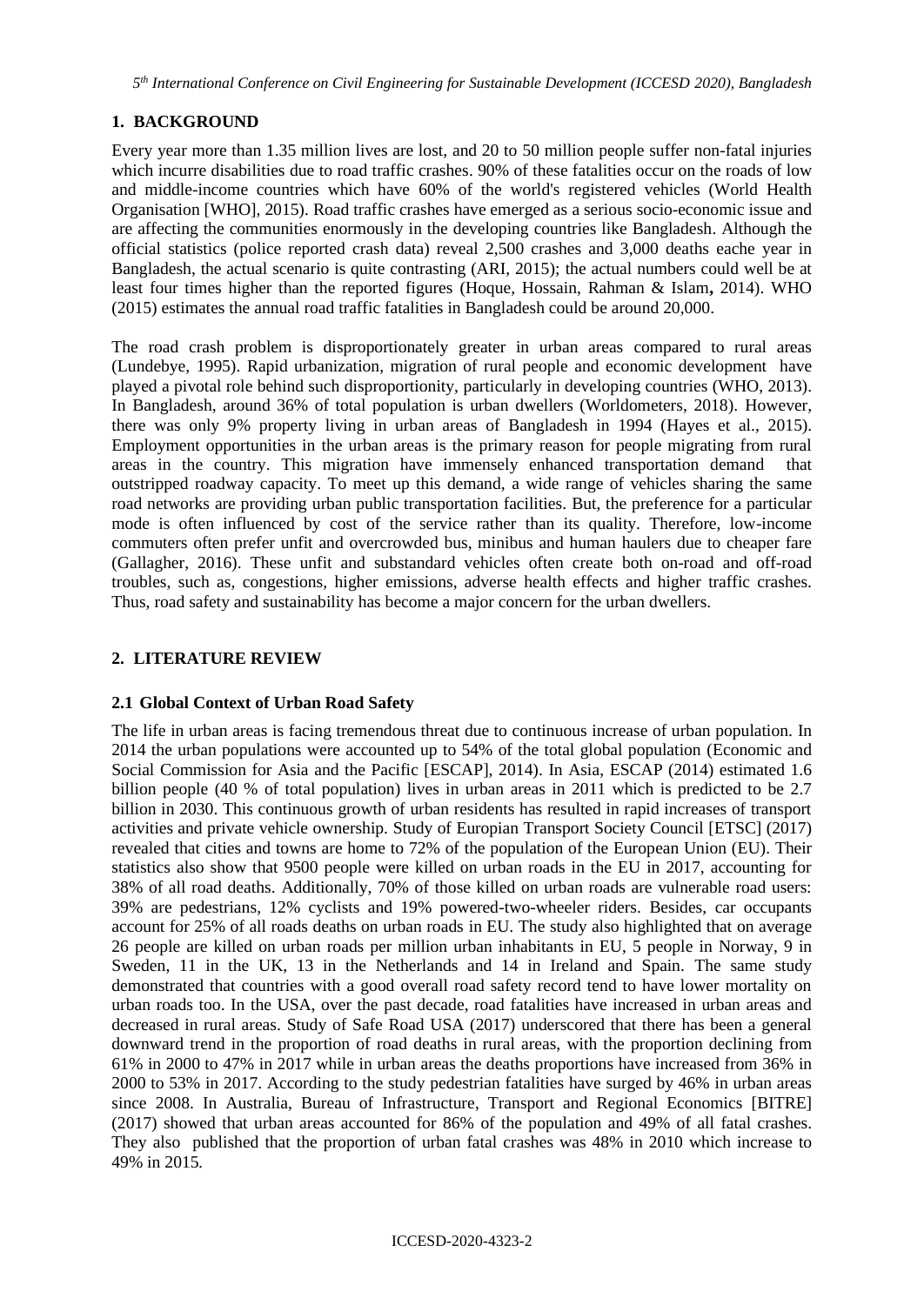## 1. BACKGROUND

Every year more than 1.35 million lives are lost, and 20 to 50 million people suffer non-fatal injuries which incurre disabilities due to road traffic crashes. 90% of these fatalities occur on the roads of low and middle-income countries which have 60% of the world's registered vehicles (World Health Organisation [WHO], 2015). Road traffic crashes have emerged as a serious socio-economic issue and are affecting the communities enormously in the developing countries like Bangladesh. Although the official statistics (police reported crash data) reveal 2,500 crashes and 3,000 deaths eache year in Bangladesh, the actual scenario is quite contrasting (ARI, 2015); the actual numbers could well be at least four times higher than the reported figures (Hoque, Hossain, Rahman & Islam**,** 2014). WHO (2015) estimates the annual road traffic fatalities in Bangladesh could be around 20,000.

The road crash problem is disproportionately greater in urban areas compared to rural areas (Lundebye, 1995). Rapid urbanization, migration of rural people and economic development have played a pivotal role behind such disproportionity, particularly in developing countries (WHO, 2013). In Bangladesh, around 36% of total population is urban dwellers (Worldometers, 2018). However, there was only 9% property living in urban areas of Bangladesh in 1994 (Hayes et al., 2015). Employment opportunities in the urban areas is the primary reason for people migrating from rural areas in the country. This migration have immensely enhanced transportation demand that outstripped roadway capacity. To meet up this demand, a wide range of vehicles sharing the same road networks are providing urban public transportation facilities. But, the preference for a particular mode is often influenced by cost of the service rather than its quality. Therefore, low-income commuters often prefer unfit and overcrowded bus, minibus and human haulers due to cheaper fare (Gallagher, 2016). These unfit and substandard vehicles often create both on-road and off-road troubles, such as, congestions, higher emissions, adverse health effects and higher traffic crashes. Thus, road safety and sustainability has become a major concern for the urban dwellers.

## 2. LITERATURE REVIEW

### 2.1 Global Context of Urban Road Safety

The life in urban areas is facing tremendous threat due to continuous increase of urban population. In 2014 the urban populations were accounted up to 54% of the total global population (Economic and Social Commission for Asia and the Pacific [ESCAP], 2014). In Asia, ESCAP (2014) estimated 1.6 billion people (40 % of total population) lives in urban areas in 2011 which is predicted to be 2.7 billion in 2030. This continuous growth of urban residents has resulted in rapid increases of transport activities and private vehicle ownership. Study of Europian Transport Society Council [ETSC] (2017) revealed that cities and towns are home to 72% of the population of the European Union (EU). Their statistics also show that 9500 people were killed on urban roads in the EU in 2017, accounting for 38% of all road deaths. Additionally, 70% of those killed on urban roads are vulnerable road users: 39% are pedestrians, 12% cyclists and 19% powered-two-wheeler riders. Besides, car occupants account for 25% of all roads deaths on urban roads in EU. The study also highlighted that on average 26 people are killed on urban roads per million urban inhabitants in EU, 5 people in Norway, 9 in Sweden, 11 in the UK, 13 in the Netherlands and 14 in Ireland and Spain. The same study demonstrated that countries with a good overall road safety record tend to have lower mortality on urban roads too. In the USA, over the past decade, road fatalities have increased in urban areas and decreased in rural areas. Study of Safe Road USA (2017) underscored that there has been a general downward trend in the proportion of road deaths in rural areas, with the proportion declining from 61% in 2000 to 47% in 2017 while in urban areas the deaths proportions have increased from 36% in 2000 to 53% in 2017. According to the study pedestrian fatalities have surged by 46% in urban areas since 2008. In Australia, Bureau of Infrastructure, Transport and Regional Economics [BITRE] (2017) showed that urban areas accounted for 86% of the population and 49% of all fatal crashes. They also published that the proportion of urban fatal crashes was 48% in 2010 which increase to 49% in 2015.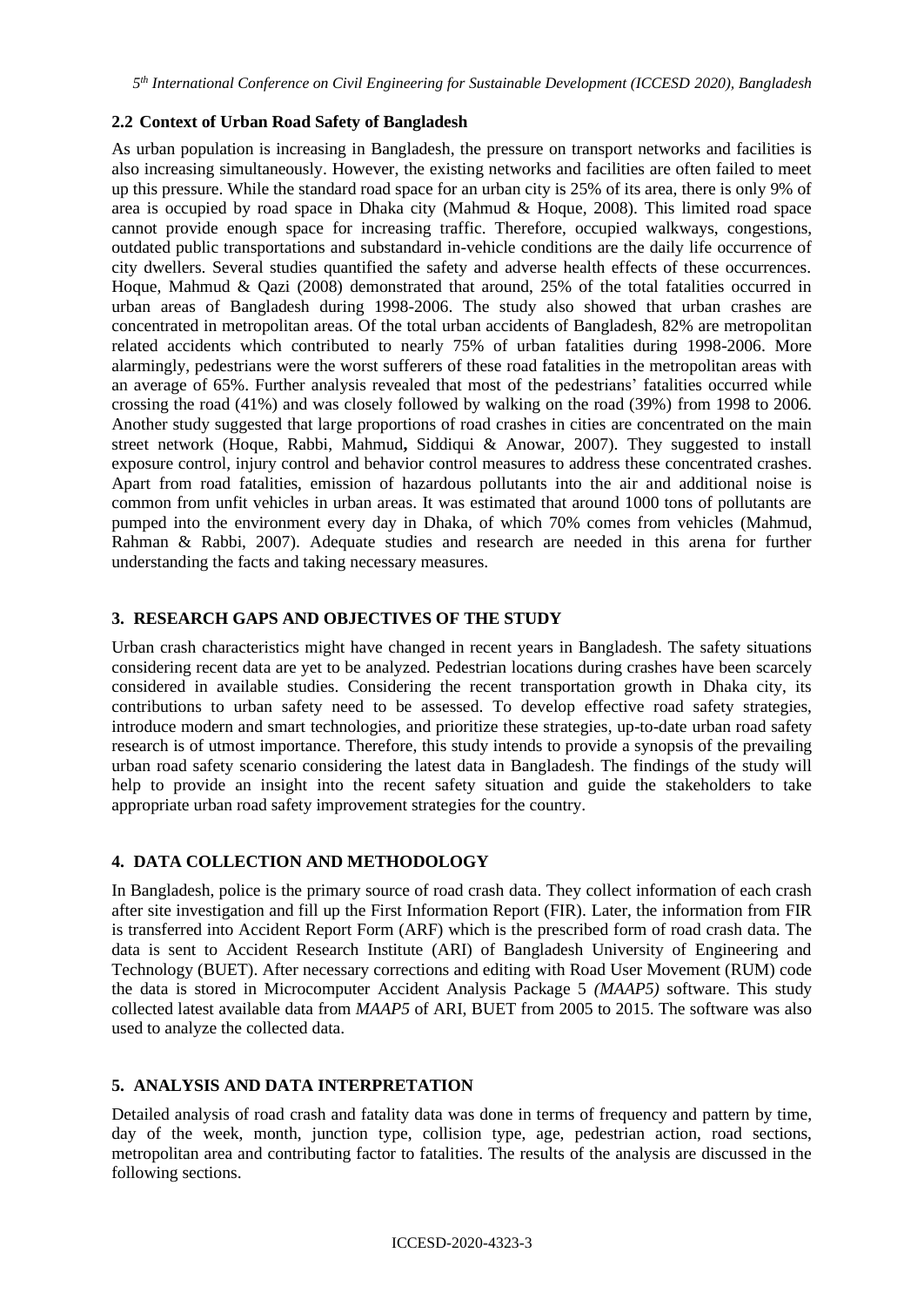## 2.2 Context of Urban Road Safety of Bangladesh

As urban population is increasing in Bangladesh, the pressure on transport networks and facilities is also increasing simultaneously. However, the existing networks and facilities are often failed to meet up this pressure. While the standard road space for an urban city is 25% of its area, there is only 9% of area is occupied by road space in Dhaka city (Mahmud & Hoque, 2008). This limited road space cannot provide enough space for increasing traffic. Therefore, occupied walkways, congestions, outdated public transportations and substandard in-vehicle conditions are the daily life occurrence of city dwellers. Several studies quantified the safety and adverse health effects of these occurrences. Hoque, Mahmud & Qazi (2008) demonstrated that around, 25% of the total fatalities occurred in urban areas of Bangladesh during 1998-2006. The study also showed that urban crashes are concentrated in metropolitan areas. Of the total urban accidents of Bangladesh, 82% are metropolitan related accidents which contributed to nearly 75% of urban fatalities during 1998-2006. More alarmingly, pedestrians were the worst sufferers of these road fatalities in the metropolitan areas with an average of 65%. Further analysis revealed that most of the pedestrians' fatalities occurred while crossing the road (41%) and was closely followed by walking on the road (39%) from 1998 to 2006. Another study suggested that large proportions of road crashes in cities are concentrated on the main street network (Hoque, Rabbi, Mahmud**,** Siddiqui & Anowar, 2007). They suggested to install exposure control, injury control and behavior control measures to address these concentrated crashes. Apart from road fatalities, emission of hazardous pollutants into the air and additional noise is common from unfit vehicles in urban areas. It was estimated that around 1000 tons of pollutants are pumped into the environment every day in Dhaka, of which 70% comes from vehicles (Mahmud, Rahman & Rabbi, 2007). Adequate studies and research are needed in this arena for further understanding the facts and taking necessary measures.

## 3. RESEARCH GAPS AND OBJECTIVES OF THE STUDY

Urban crash characteristics might have changed in recent years in Bangladesh. The safety situations considering recent data are yet to be analyzed. Pedestrian locations during crashes have been scarcely considered in available studies. Considering the recent transportation growth in Dhaka city, its contributions to urban safety need to be assessed. To develop effective road safety strategies, introduce modern and smart technologies, and prioritize these strategies, up-to-date urban road safety research is of utmost importance. Therefore, this study intends to provide a synopsis of the prevailing urban road safety scenario considering the latest data in Bangladesh. The findings of the study will help to provide an insight into the recent safety situation and guide the stakeholders to take appropriate urban road safety improvement strategies for the country.

## 4. DATA COLLECTION AND METHODOLOGY

In Bangladesh, police is the primary source of road crash data. They collect information of each crash after site investigation and fill up the First Information Report (FIR). Later, the information from FIR is transferred into Accident Report Form (ARF) which is the prescribed form of road crash data. The data is sent to Accident Research Institute (ARI) of Bangladesh University of Engineering and Technology (BUET). After necessary corrections and editing with Road User Movement (RUM) code the data is stored in Microcomputer Accident Analysis Package 5 *(MAAP5)* software. This study collected latest available data from *MAAP5* of ARI, BUET from 2005 to 2015. The software was also used to analyze the collected data.

## 5. ANALYSIS AND DATA INTERPRETATION

Detailed analysis of road crash and fatality data was done in terms of frequency and pattern by time, day of the week, month, junction type, collision type, age, pedestrian action, road sections, metropolitan area and contributing factor to fatalities. The results of the analysis are discussed in the following sections.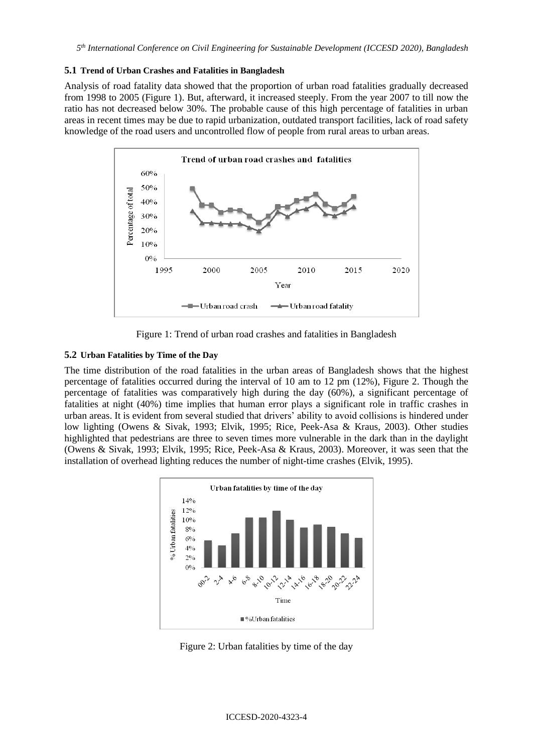### 5.1 Trend of Urban Crashes and Fatalities in Bangladesh

Analysis of road fatality data showed that the proportion of urban road fatalities gradually decreased from 1998 to 2005 (Figure 1). But, afterward, it increased steeply. From the year 2007 to till now the ratio has not decreased below 30%. The probable cause of this high percentage of fatalities in urban areas in recent times may be due to rapid urbanization, outdated transport facilities, lack of road safety knowledge of the road users and uncontrolled flow of people from rural areas to urban areas.

Figure 1: Trend of urban road crashes and fatalities in Bangladesh

### 5.2 Urban Fatalities by Time of the Day

The time distribution of the road fatalities in the urban areas of Bangladesh shows that the highest percentage of fatalities occurred during the interval of 10 am to 12 pm (12%), Figure 2. Though the percentage of fatalities was comparatively high during the day (60%), a significant percentage of fatalities at night (40%) time implies that human error plays a significant role in traffic crashes in urban areas. It is evident from several studied that drivers' ability to avoid collisions is hindered under low lighting (Owens & Sivak, 1993; Elvik, 1995; Rice, Peek-Asa & Kraus, 2003). Other studies highlighted that pedestrians are three to seven times more vulnerable in the dark than in the daylight (Owens & Sivak, 1993; Elvik, 1995; Rice, Peek-Asa & Kraus, 2003). Moreover, it was seen that the installation of overhead lighting reduces the number of night-time crashes (Elvik, 1995).

Figure 2: Urban fatalities by time of the day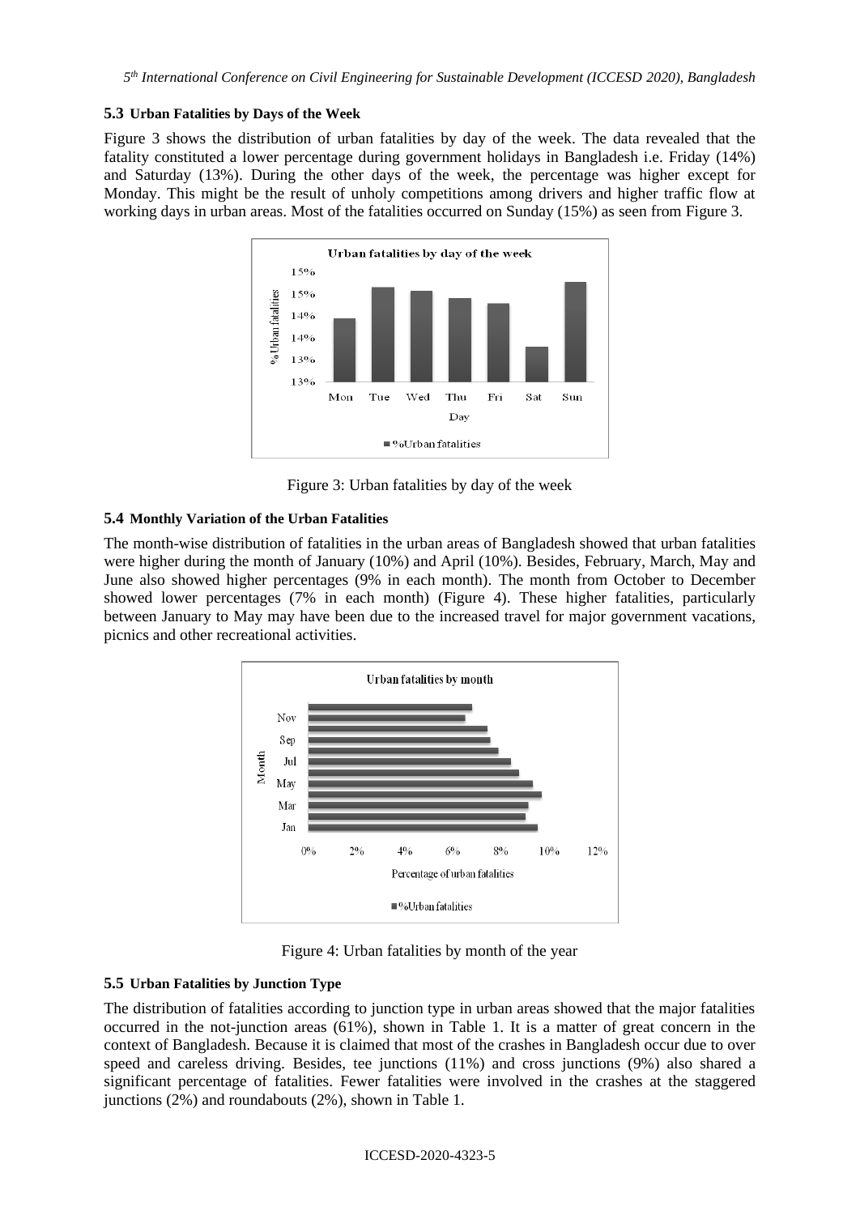### 5.3 Urban Fatalities by Days of the Week

Figure 3 shows the distribution of urban fatalities by day of the week. The data revealed that the fatality constituted a lower percentage during government holidays in Bangladesh i.e. Friday (14%) and Saturday (13%). During the other days of the week, the percentage was higher except for Monday. This might be the result of unholy competitions among drivers and higher traffic flow at working days in urban areas. Most of the fatalities occurred on Sunday (15%) as seen from Figure 3.

Figure 3: Urban fatalities by day of the week

### 5.4 Monthly Variation of the Urban Fatalities

The month-wise distribution of fatalities in the urban areas of Bangladesh showed that urban fatalities were higher during the month of January (10%) and April (10%). Besides, February, March, May and June also showed higher percentages (9% in each month). The month from October to December showed lower percentages (7% in each month) (Figure 4). These higher fatalities, particularly between January to May may have been due to the increased travel for major government vacations, picnics and other recreational activities.

Figure 4: Urban fatalities by month of the year

### 5.5 Urban Fatalities by Junction Type

The distribution of fatalities according to junction type in urban areas showed that the major fatalities occurred in the not-junction areas (61%), shown in Table 1. It is a matter of great concern in the context of Bangladesh. Because it is claimed that most of the crashes in Bangladesh occur due to over speed and careless driving. Besides, tee junctions (11%) and cross junctions (9%) also shared a significant percentage of fatalities. Fewer fatalities were involved in the crashes at the staggered junctions (2%) and roundabouts (2%), shown in Table 1.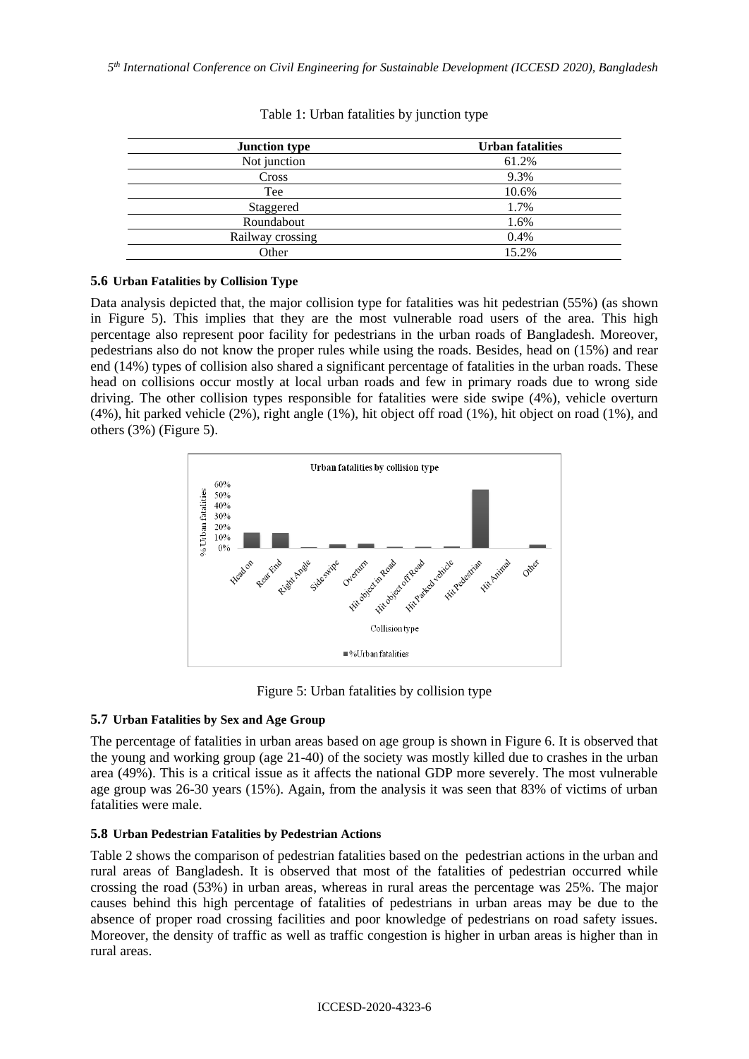Table 1: Urban fatalities by junction type

| Junction type | Urban fatalities |
|---|---|
| Not junction | 61.2% |
| Cross | 9.3% |
| Tee | 10.6% |
| Staggered | 1.7% |
| Roundabout | 1.6% |
| Railway crossing | 0.4% |
| Other | 15.2% |

### 5.6 Urban Fatalities by Collision Type

Data analysis depicted that, the major collision type for fatalities was hit pedestrian (55%) (as shown in Figure 5). This implies that they are the most vulnerable road users of the area. This high percentage also represent poor facility for pedestrians in the urban roads of Bangladesh. Moreover, pedestrians also do not know the proper rules while using the roads. Besides, head on (15%) and rear end (14%) types of collision also shared a significant percentage of fatalities in the urban roads. These head on collisions occur mostly at local urban roads and few in primary roads due to wrong side driving. The other collision types responsible for fatalities were side swipe (4%), vehicle overturn (4%), hit parked vehicle (2%), right angle (1%), hit object off road (1%), hit object on road (1%), and others (3%) (Figure 5).

Figure 5: Urban fatalities by collision type

### 5.7 Urban Fatalities by Sex and Age Group

The percentage of fatalities in urban areas based on age group is shown in Figure 6. It is observed that the young and working group (age 21-40) of the society was mostly killed due to crashes in the urban area (49%). This is a critical issue as it affects the national GDP more severely. The most vulnerable age group was 26-30 years (15%). Again, from the analysis it was seen that 83% of victims of urban fatalities were male.

### 5.8 Urban Pedestrian Fatalities by Pedestrian Actions

Table 2 shows the comparison of pedestrian fatalities based on the pedestrian actions in the urban and rural areas of Bangladesh. It is observed that most of the fatalities of pedestrian occurred while crossing the road (53%) in urban areas, whereas in rural areas the percentage was 25%. The major causes behind this high percentage of fatalities of pedestrians in urban areas may be due to the absence of proper road crossing facilities and poor knowledge of pedestrians on road safety issues. Moreover, the density of traffic as well as traffic congestion is higher in urban areas is higher than in rural areas.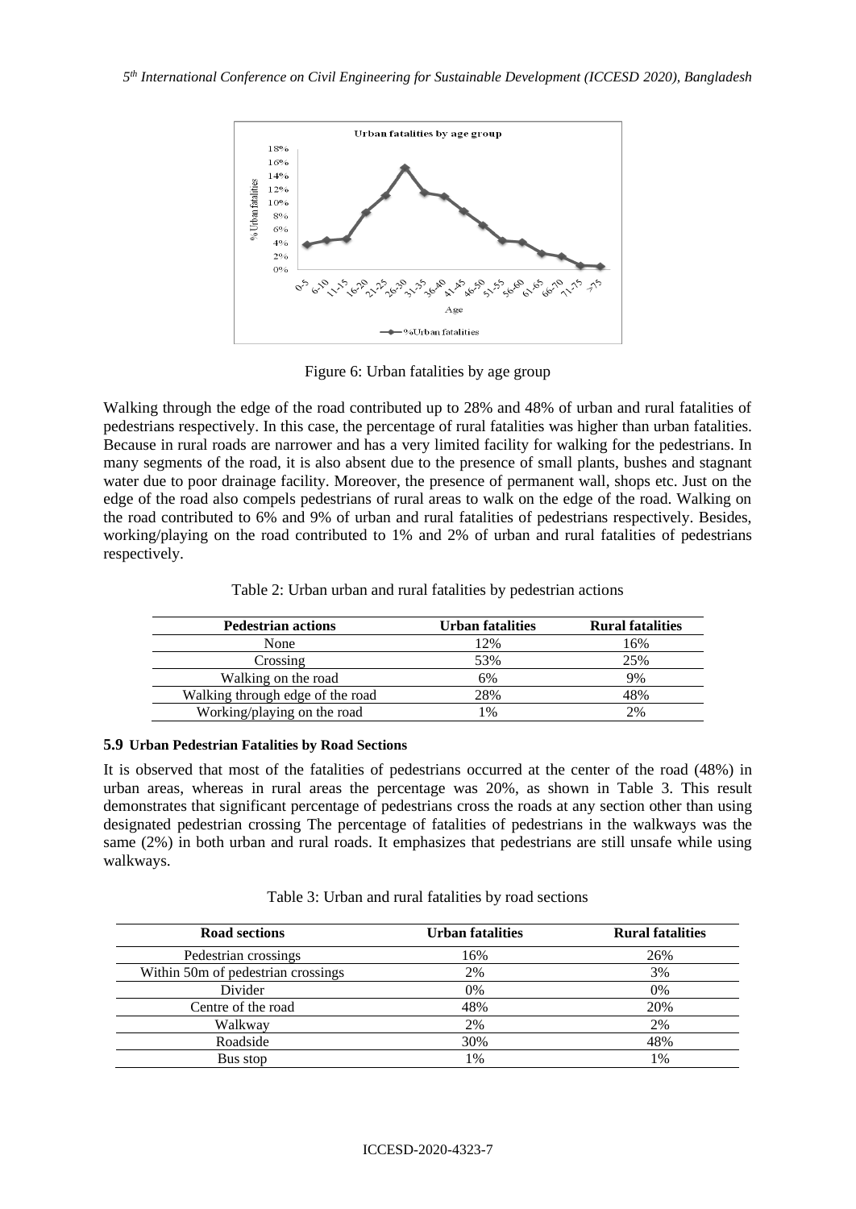Figure 6: Urban fatalities by age group

Walking through the edge of the road contributed up to 28% and 48% of urban and rural fatalities of pedestrians respectively. In this case, the percentage of rural fatalities was higher than urban fatalities. Because in rural roads are narrower and has a very limited facility for walking for the pedestrians. In many segments of the road, it is also absent due to the presence of small plants, bushes and stagnant water due to poor drainage facility. Moreover, the presence of permanent wall, shops etc. Just on the edge of the road also compels pedestrians of rural areas to walk on the edge of the road. Walking on the road contributed to 6% and 9% of urban and rural fatalities of pedestrians respectively. Besides, working/playing on the road contributed to 1% and 2% of urban and rural fatalities of pedestrians respectively.

Table 2: Urban urban and rural fatalities by pedestrian actions

| Pedestrian actions | Urban fatalities | Rural fatalities |
|---|---|---|
| None | 12% | 16% |
| Crossing | 53% | 25% |
| Walking on the road | 6% | 9% |
| Walking through edge of the road | 28% | 48% |
| Working/playing on the road | 1% | 2% |

### 5.9 Urban Pedestrian Fatalities by Road Sections

It is observed that most of the fatalities of pedestrians occurred at the center of the road (48%) in urban areas, whereas in rural areas the percentage was 20%, as shown in Table 3. This result demonstrates that significant percentage of pedestrians cross the roads at any section other than using designated pedestrian crossing The percentage of fatalities of pedestrians in the walkways was the same (2%) in both urban and rural roads. It emphasizes that pedestrians are still unsafe while using walkways.

Table 3: Urban and rural fatalities by road sections

| Road sections | Urban fatalities | Rural fatalities |
|---|---|---|
| Pedestrian crossings | 16% | 26% |
| Within 50m of pedestrian crossings | 2% | 3% |
| Divider | 0% | 0% |
| Centre of the road | 48% | 20% |
| Walkway | 2% | 2% |
| Roadside | 30% | 48% |
| Bus stop | 1% | 1% |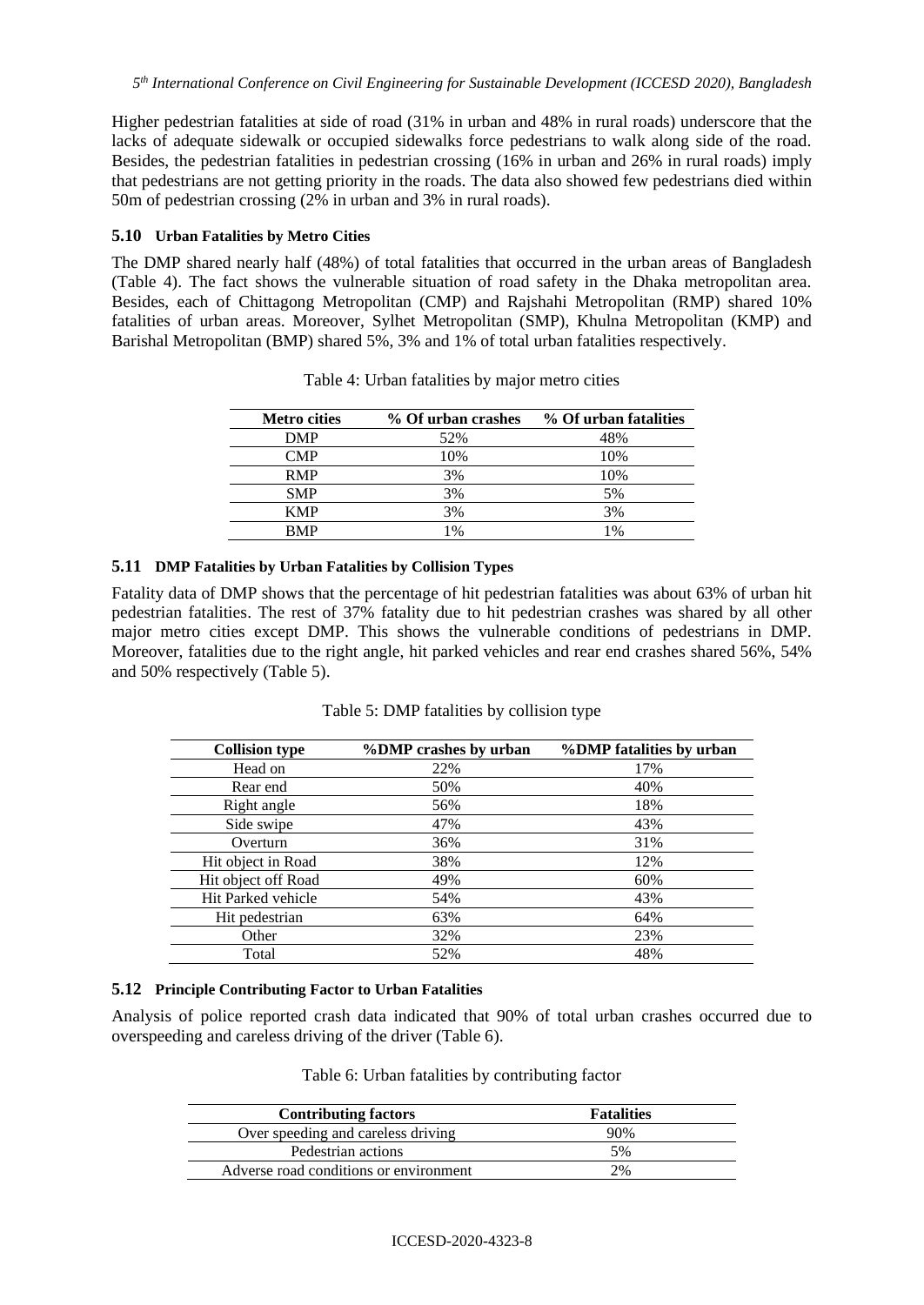Higher pedestrian fatalities at side of road (31% in urban and 48% in rural roads) underscore that the lacks of adequate sidewalk or occupied sidewalks force pedestrians to walk along side of the road. Besides, the pedestrian fatalities in pedestrian crossing (16% in urban and 26% in rural roads) imply that pedestrians are not getting priority in the roads. The data also showed few pedestrians died within 50m of pedestrian crossing (2% in urban and 3% in rural roads).

### 5.10 Urban Fatalities by Metro Cities

The DMP shared nearly half (48%) of total fatalities that occurred in the urban areas of Bangladesh (Table 4). The fact shows the vulnerable situation of road safety in the Dhaka metropolitan area. Besides, each of Chittagong Metropolitan (CMP) and Rajshahi Metropolitan (RMP) shared 10% fatalities of urban areas. Moreover, Sylhet Metropolitan (SMP), Khulna Metropolitan (KMP) and Barishal Metropolitan (BMP) shared 5%, 3% and 1% of total urban fatalities respectively.

Table 4: Urban fatalities by major metro cities

| Metro cities | % Of urban crashes | % Of urban fatalities |
|---|---|---|
| DMP | 52% | 48% |
| CMP | 10% | 10% |
| RMP | 3% | 10% |
| SMP | 3% | 5% |
| KMP | 3% | 3% |
| BMP | 1% | 1% |

### 5.11 DMP Fatalities by Urban Fatalities by Collision Types

Fatality data of DMP shows that the percentage of hit pedestrian fatalities was about 63% of urban hit pedestrian fatalities. The rest of 37% fatality due to hit pedestrian crashes was shared by all other major metro cities except DMP. This shows the vulnerable conditions of pedestrians in DMP. Moreover, fatalities due to the right angle, hit parked vehicles and rear end crashes shared 56%, 54% and 50% respectively (Table 5).

Table 5: DMP fatalities by collision type

| Collision type | %DMP crashes by urban | %DMP fatalities by urban |
|---|---|---|
| Head on | 22% | 17% |
| Rear end | 50% | 40% |
| Right angle | 56% | 18% |
| Side swipe | 47% | 43% |
| Overturn | 36% | 31% |
| Hit object in Road | 38% | 12% |
| Hit object off Road | 49% | 60% |
| Hit Parked vehicle | 54% | 43% |
| Hit pedestrian | 63% | 64% |
| Other | 32% | 23% |
| Total | 52% | 48% |

### 5.12 Principle Contributing Factor to Urban Fatalities

Analysis of police reported crash data indicated that 90% of total urban crashes occurred due to overspeeding and careless driving of the driver (Table 6).

Table 6: Urban fatalities by contributing factor

| Contributing factors | Fatalities |
|---|---|
| Over speeding and careless driving | 90% |
| Pedestrian actions | 5% |
| Adverse road conditions or environment | 2% |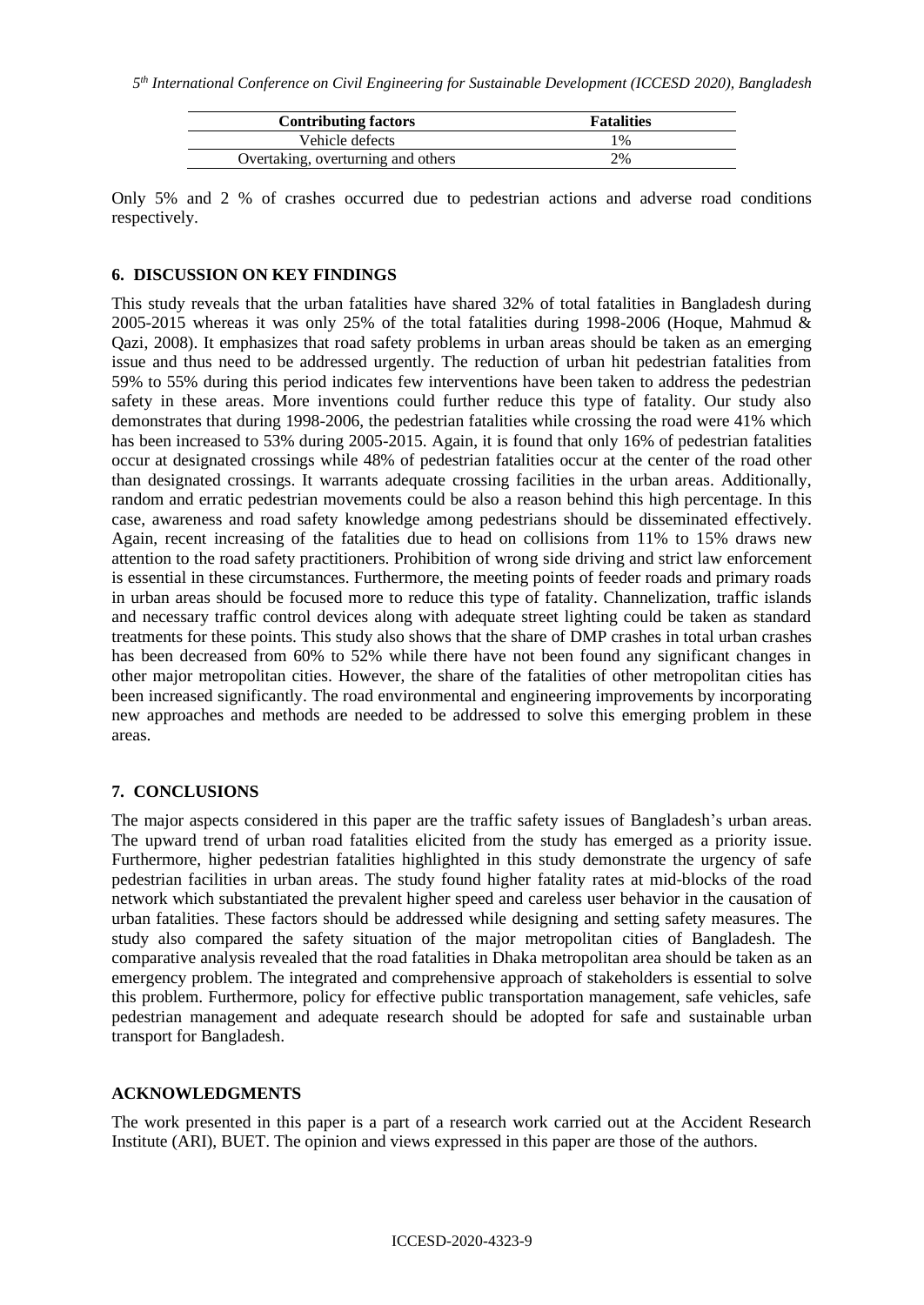| Contributing factors | Fatalities |
| --- | --- |
| Vehicle defects | 1% |
| Overtaking, overturning and others | 2% |

Only 5% and 2 % of crashes occurred due to pedestrian actions and adverse road conditions respectively.

## 6. DISCUSSION ON KEY FINDINGS

This study reveals that the urban fatalities have shared 32% of total fatalities in Bangladesh during 2005-2015 whereas it was only 25% of the total fatalities during 1998-2006 (Hoque, Mahmud & Qazi, 2008). It emphasizes that road safety problems in urban areas should be taken as an emerging issue and thus need to be addressed urgently. The reduction of urban hit pedestrian fatalities from 59% to 55% during this period indicates few interventions have been taken to address the pedestrian safety in these areas. More inventions could further reduce this type of fatality. Our study also demonstrates that during 1998-2006, the pedestrian fatalities while crossing the road were 41% which has been increased to 53% during 2005-2015. Again, it is found that only 16% of pedestrian fatalities occur at designated crossings while 48% of pedestrian fatalities occur at the center of the road other than designated crossings. It warrants adequate crossing facilities in the urban areas. Additionally, random and erratic pedestrian movements could be also a reason behind this high percentage. In this case, awareness and road safety knowledge among pedestrians should be disseminated effectively. Again, recent increasing of the fatalities due to head on collisions from 11% to 15% draws new attention to the road safety practitioners. Prohibition of wrong side driving and strict law enforcement is essential in these circumstances. Furthermore, the meeting points of feeder roads and primary roads in urban areas should be focused more to reduce this type of fatality. Channelization, traffic islands and necessary traffic control devices along with adequate street lighting could be taken as standard treatments for these points. This study also shows that the share of DMP crashes in total urban crashes has been decreased from 60% to 52% while there have not been found any significant changes in other major metropolitan cities. However, the share of the fatalities of other metropolitan cities has been increased significantly. The road environmental and engineering improvements by incorporating new approaches and methods are needed to be addressed to solve this emerging problem in these areas.

## 7. CONCLUSIONS

The major aspects considered in this paper are the traffic safety issues of Bangladesh's urban areas. The upward trend of urban road fatalities elicited from the study has emerged as a priority issue. Furthermore, higher pedestrian fatalities highlighted in this study demonstrate the urgency of safe pedestrian facilities in urban areas. The study found higher fatality rates at mid-blocks of the road network which substantiated the prevalent higher speed and careless user behavior in the causation of urban fatalities. These factors should be addressed while designing and setting safety measures. The study also compared the safety situation of the major metropolitan cities of Bangladesh. The comparative analysis revealed that the road fatalities in Dhaka metropolitan area should be taken as an emergency problem. The integrated and comprehensive approach of stakeholders is essential to solve this problem. Furthermore, policy for effective public transportation management, safe vehicles, safe pedestrian management and adequate research should be adopted for safe and sustainable urban transport for Bangladesh.

## ACKNOWLEDGMENTS

The work presented in this paper is a part of a research work carried out at the Accident Research Institute (ARI), BUET. The opinion and views expressed in this paper are those of the authors.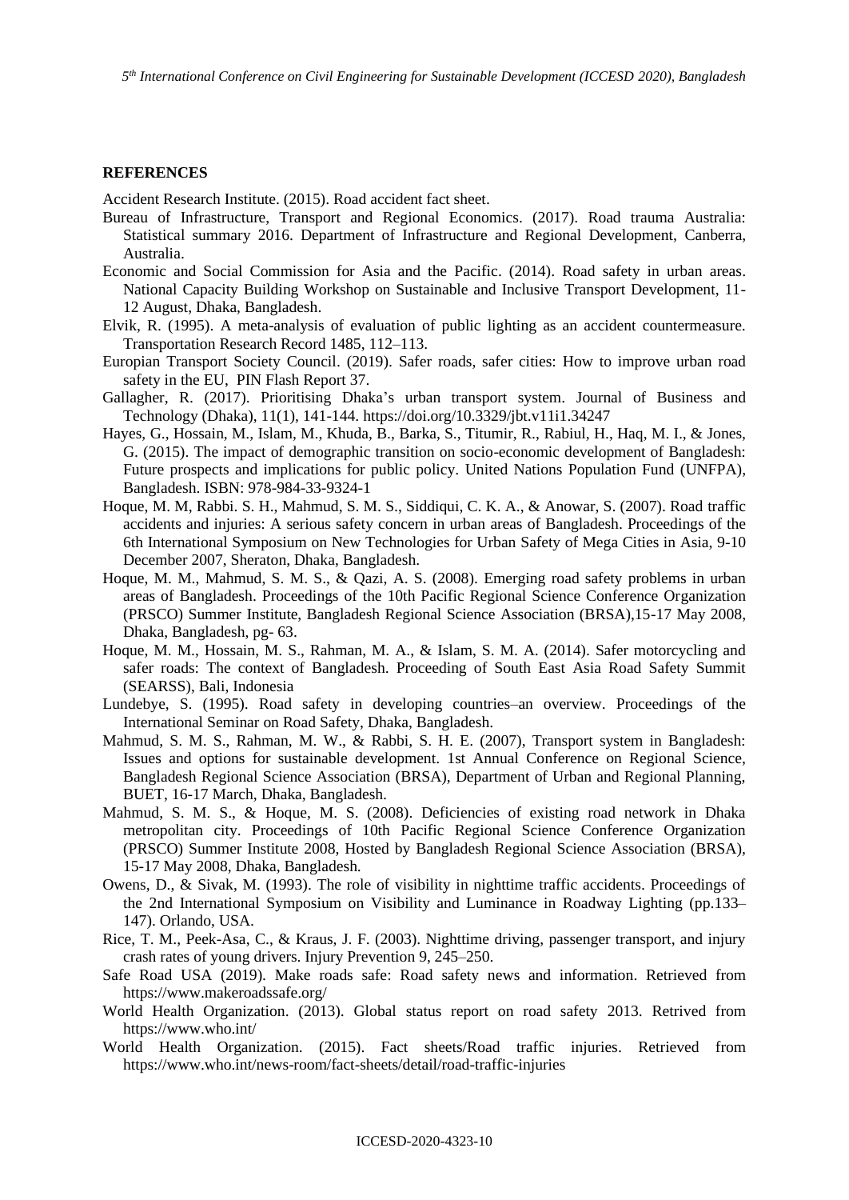## REFERENCES

Accident Research Institute. (2015). Road accident fact sheet.

Bureau of Infrastructure, Transport and Regional Economics. (2017). Road trauma Australia: Statistical summary 2016. Department of Infrastructure and Regional Development, Canberra, Australia.

Economic and Social Commission for Asia and the Pacific. (2014). Road safety in urban areas. National Capacity Building Workshop on Sustainable and Inclusive Transport Development, 11-12 August, Dhaka, Bangladesh.

Elvik, R. (1995). A meta-analysis of evaluation of public lighting as an accident countermeasure. Transportation Research Record 1485, 112–113.

Europian Transport Society Council. (2019). Safer roads, safer cities: How to improve urban road safety in the EU, PIN Flash Report 37.

Gallagher, R. (2017). Prioritising Dhaka's urban transport system. Journal of Business and Technology (Dhaka), 11(1), 141-144. https://doi.org/10.3329/jbt.v11i1.34247

Hayes, G., Hossain, M., Islam, M., Khuda, B., Barka, S., Titumir, R., Rabiul, H., Haq, M. I., & Jones, G. (2015). The impact of demographic transition on socio-economic development of Bangladesh: Future prospects and implications for public policy. United Nations Population Fund (UNFPA), Bangladesh. ISBN: 978-984-33-9324-1

Hoque, M. M, Rabbi. S. H., Mahmud, S. M. S., Siddiqui, C. K. A., & Anowar, S. (2007). Road traffic accidents and injuries: A serious safety concern in urban areas of Bangladesh. Proceedings of the 6th International Symposium on New Technologies for Urban Safety of Mega Cities in Asia, 9-10 December 2007, Sheraton, Dhaka, Bangladesh.

Hoque, M. M., Mahmud, S. M. S., & Qazi, A. S. (2008). Emerging road safety problems in urban areas of Bangladesh. Proceedings of the 10th Pacific Regional Science Conference Organization (PRSCO) Summer Institute, Bangladesh Regional Science Association (BRSA),15-17 May 2008, Dhaka, Bangladesh, pg- 63.

Hoque, M. M., Hossain, M. S., Rahman, M. A., & Islam, S. M. A. (2014). Safer motorcycling and safer roads: The context of Bangladesh. Proceeding of South East Asia Road Safety Summit (SEARSS), Bali, Indonesia

Lundebye, S. (1995). Road safety in developing countries–an overview. Proceedings of the International Seminar on Road Safety, Dhaka, Bangladesh.

Mahmud, S. M. S., Rahman, M. W., & Rabbi, S. H. E. (2007), Transport system in Bangladesh: Issues and options for sustainable development. 1st Annual Conference on Regional Science, Bangladesh Regional Science Association (BRSA), Department of Urban and Regional Planning, BUET, 16-17 March, Dhaka, Bangladesh.

Mahmud, S. M. S., & Hoque, M. S. (2008). Deficiencies of existing road network in Dhaka metropolitan city. Proceedings of 10th Pacific Regional Science Conference Organization (PRSCO) Summer Institute 2008, Hosted by Bangladesh Regional Science Association (BRSA), 15-17 May 2008, Dhaka, Bangladesh.

Owens, D., & Sivak, M. (1993). The role of visibility in nighttime traffic accidents. Proceedings of the 2nd International Symposium on Visibility and Luminance in Roadway Lighting (pp.133–147). Orlando, USA.

Rice, T. M., Peek-Asa, C., & Kraus, J. F. (2003). Nighttime driving, passenger transport, and injury crash rates of young drivers. Injury Prevention 9, 245–250.

Safe Road USA (2019). Make roads safe: Road safety news and information. Retrieved from https://www.makeroadssafe.org/

World Health Organization. (2013). Global status report on road safety 2013. Retrived from https://www.who.int/

World Health Organization. (2015). Fact sheets/Road traffic injuries. Retrieved from https://www.who.int/news-room/fact-sheets/detail/road-traffic-injuries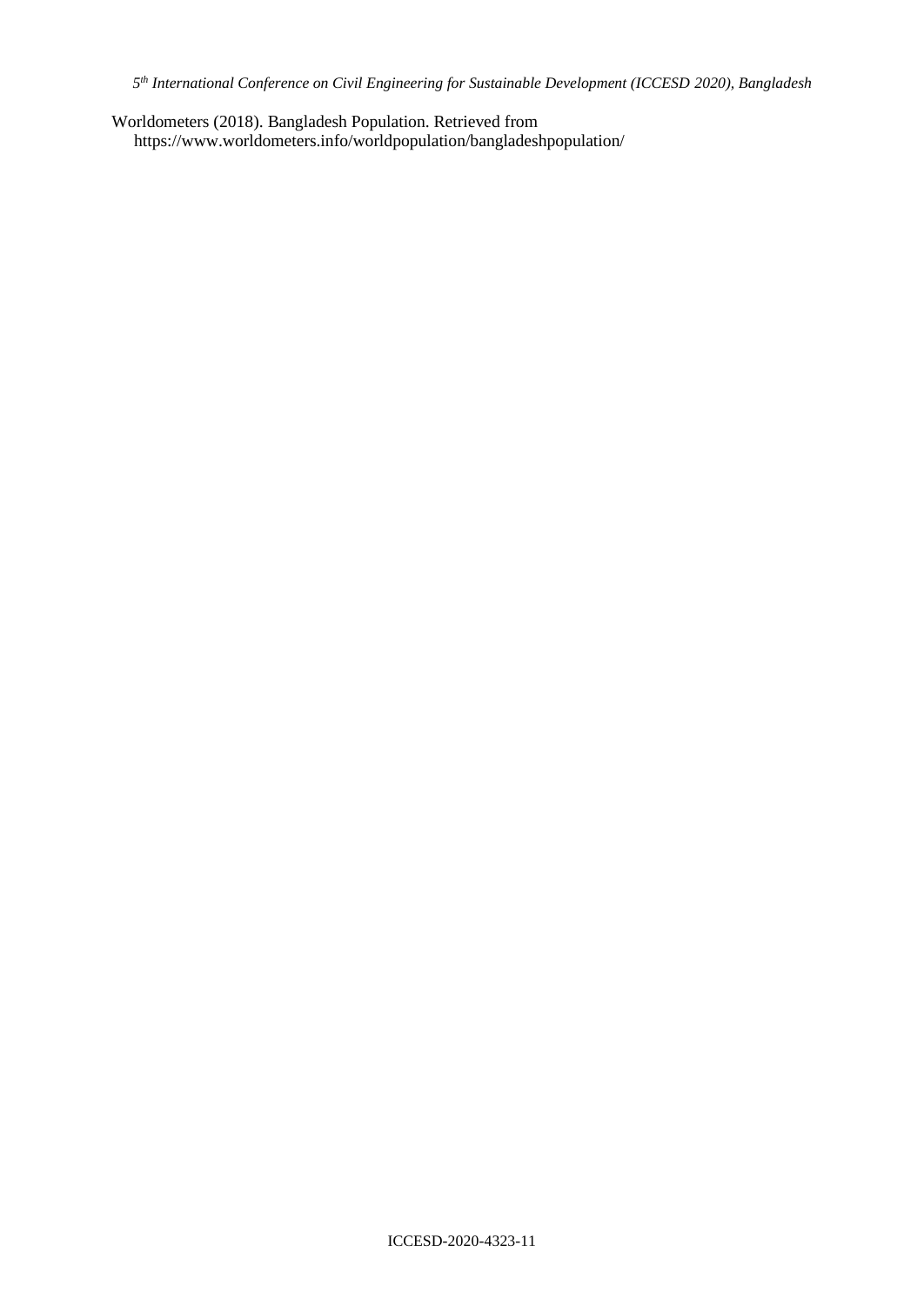Worldometers (2018). Bangladesh Population. Retrieved from https://www.worldometers.info/worldpopulation/bangladeshpopulation/